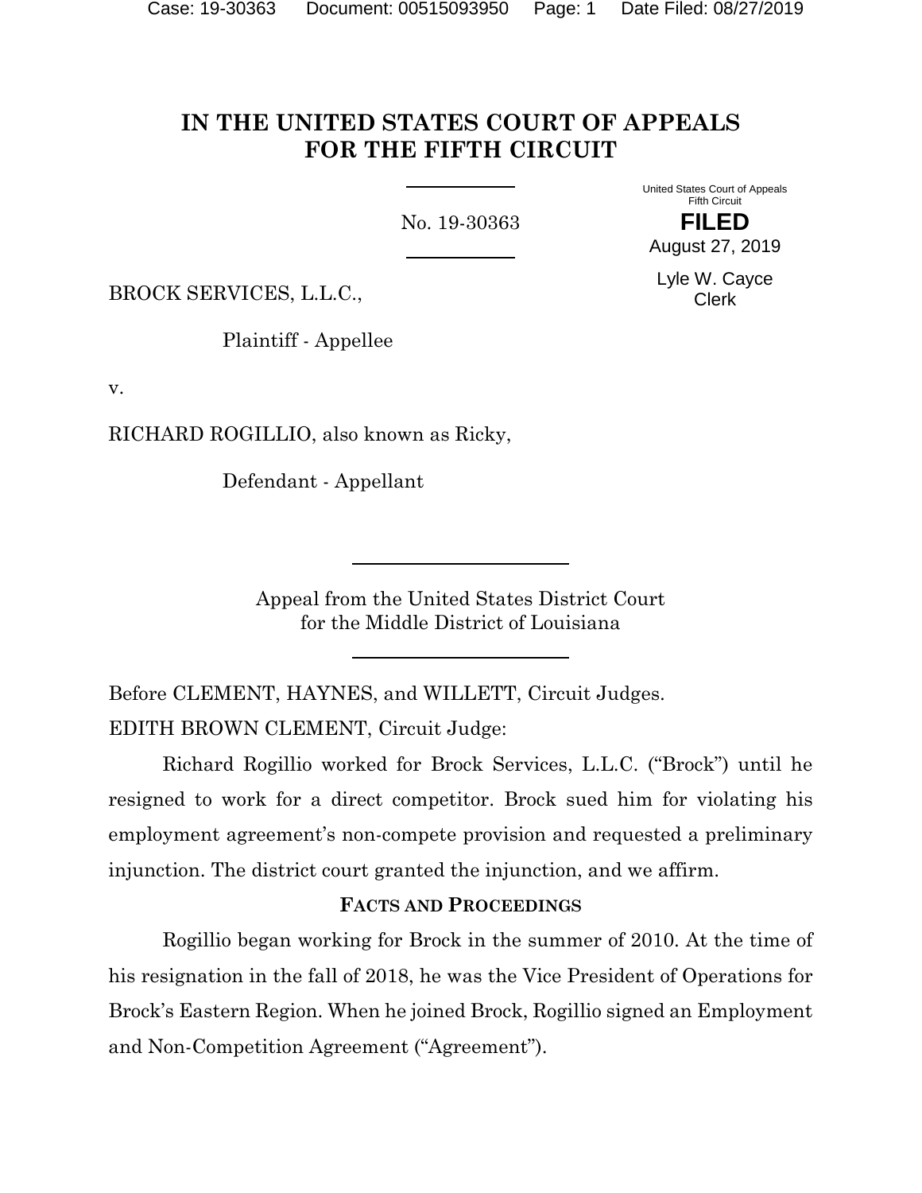# IN THE UNITED STATES COURT OF APPEALS FOR THE FIFTH CIRCUIT

No. 19-30363

United States Court of Appeals
Fifth Circuit

**FILED**

August 27, 2019

Lyle W. Cayce
Clerk

BROCK SERVICES, L.L.C.,

Plaintiff - Appellee

v.

RICHARD ROGILLIO, also known as Ricky,

Defendant - Appellant

Appeal from the United States District Court
for the Middle District of Louisiana

Before CLEMENT, HAYNES, and WILLETT, Circuit Judges.

EDITH BROWN CLEMENT, Circuit Judge:

Richard Rogillio worked for Brock Services, L.L.C. ("Brock") until he resigned to work for a direct competitor. Brock sued him for violating his employment agreement's non-compete provision and requested a preliminary injunction. The district court granted the injunction, and we affirm.

## FACTS AND PROCEEDINGS

Rogillio began working for Brock in the summer of 2010. At the time of his resignation in the fall of 2018, he was the Vice President of Operations for Brock's Eastern Region. When he joined Brock, Rogillio signed an Employment and Non-Competition Agreement ("Agreement").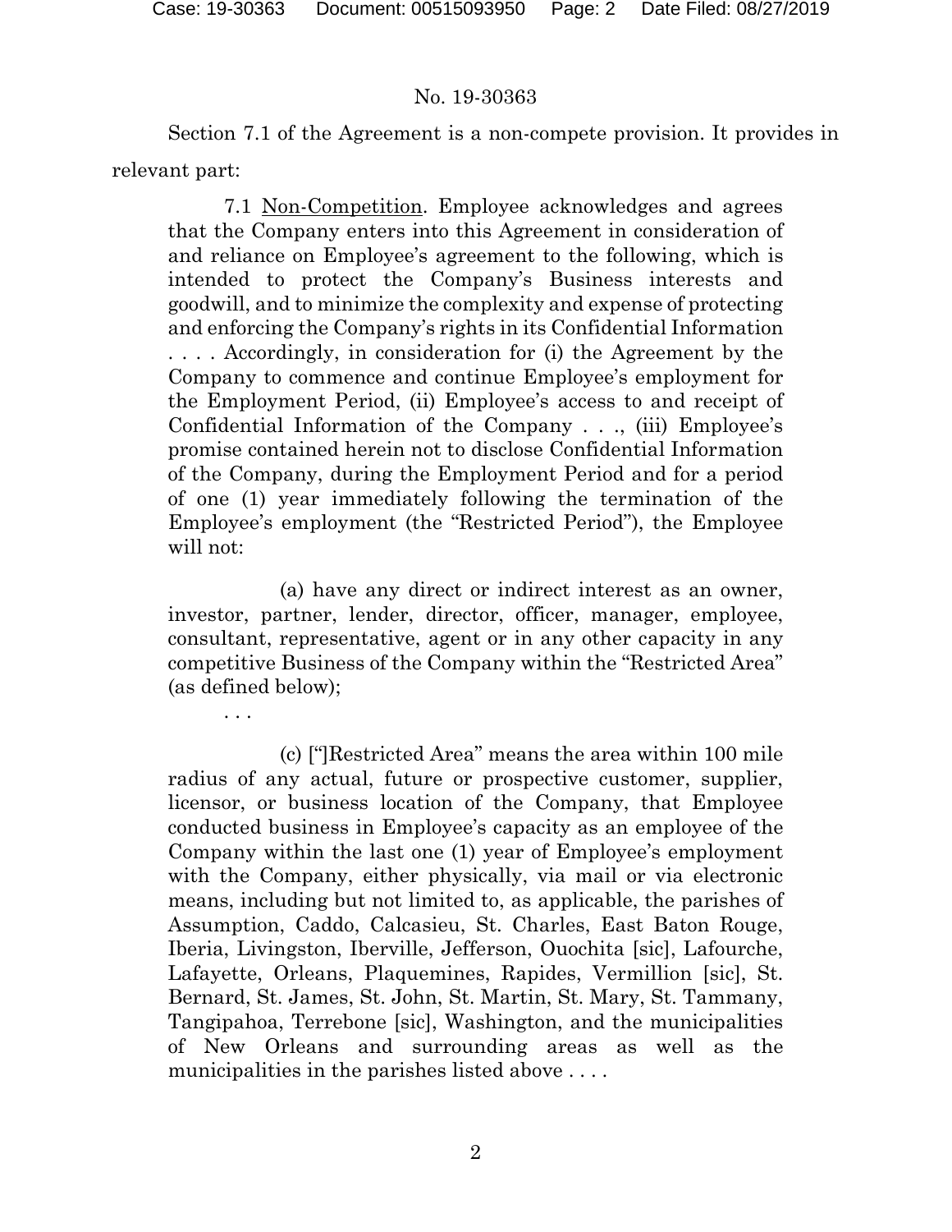No. 19-30363

Section 7.1 of the Agreement is a non-compete provision. It provides in relevant part:

> 7.1 Non-Competition. Employee acknowledges and agrees that the Company enters into this Agreement in consideration of and reliance on Employee's agreement to the following, which is intended to protect the Company's Business interests and goodwill, and to minimize the complexity and expense of protecting and enforcing the Company's rights in its Confidential Information . . . . Accordingly, in consideration for (i) the Agreement by the Company to commence and continue Employee's employment for the Employment Period, (ii) Employee's access to and receipt of Confidential Information of the Company . . ., (iii) Employee's promise contained herein not to disclose Confidential Information of the Company, during the Employment Period and for a period of one (1) year immediately following the termination of the Employee's employment (the "Restricted Period"), the Employee will not:
>
> (a) have any direct or indirect interest as an owner, investor, partner, lender, director, officer, manager, employee, consultant, representative, agent or in any other capacity in any competitive Business of the Company within the "Restricted Area" (as defined below);
>
> . . .
>
> (c) ["]Restricted Area" means the area within 100 mile radius of any actual, future or prospective customer, supplier, licensor, or business location of the Company, that Employee conducted business in Employee's capacity as an employee of the Company within the last one (1) year of Employee's employment with the Company, either physically, via mail or via electronic means, including but not limited to, as applicable, the parishes of Assumption, Caddo, Calcasieu, St. Charles, East Baton Rouge, Iberia, Livingston, Iberville, Jefferson, Ouochita [sic], Lafourche, Lafayette, Orleans, Plaquemines, Rapides, Vermillion [sic], St. Bernard, St. James, St. John, St. Martin, St. Mary, St. Tammany, Tangipahoa, Terrebone [sic], Washington, and the municipalities of New Orleans and surrounding areas as well as the municipalities in the parishes listed above . . . .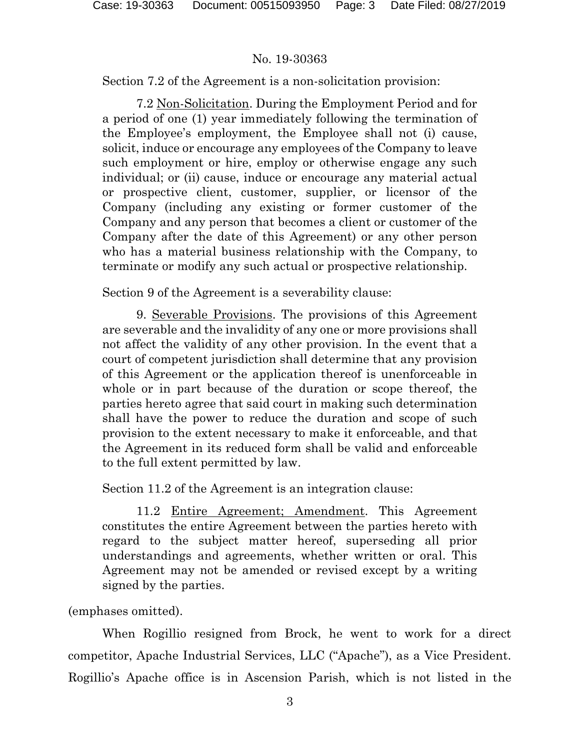No. 19-30363

Section 7.2 of the Agreement is a non-solicitation provision:

> 7.2 Non-Solicitation. During the Employment Period and for a period of one (1) year immediately following the termination of the Employee's employment, the Employee shall not (i) cause, solicit, induce or encourage any employees of the Company to leave such employment or hire, employ or otherwise engage any such individual; or (ii) cause, induce or encourage any material actual or prospective client, customer, supplier, or licensor of the Company (including any existing or former customer of the Company and any person that becomes a client or customer of the Company after the date of this Agreement) or any other person who has a material business relationship with the Company, to terminate or modify any such actual or prospective relationship.

Section 9 of the Agreement is a severability clause:

> 9. Severable Provisions. The provisions of this Agreement are severable and the invalidity of any one or more provisions shall not affect the validity of any other provision. In the event that a court of competent jurisdiction shall determine that any provision of this Agreement or the application thereof is unenforceable in whole or in part because of the duration or scope thereof, the parties hereto agree that said court in making such determination shall have the power to reduce the duration and scope of such provision to the extent necessary to make it enforceable, and that the Agreement in its reduced form shall be valid and enforceable to the full extent permitted by law.

Section 11.2 of the Agreement is an integration clause:

> 11.2 Entire Agreement; Amendment. This Agreement constitutes the entire Agreement between the parties hereto with regard to the subject matter hereof, superseding all prior understandings and agreements, whether written or oral. This Agreement may not be amended or revised except by a writing signed by the parties.

(emphases omitted).

When Rogillio resigned from Brock, he went to work for a direct competitor, Apache Industrial Services, LLC ("Apache"), as a Vice President. Rogillio's Apache office is in Ascension Parish, which is not listed in the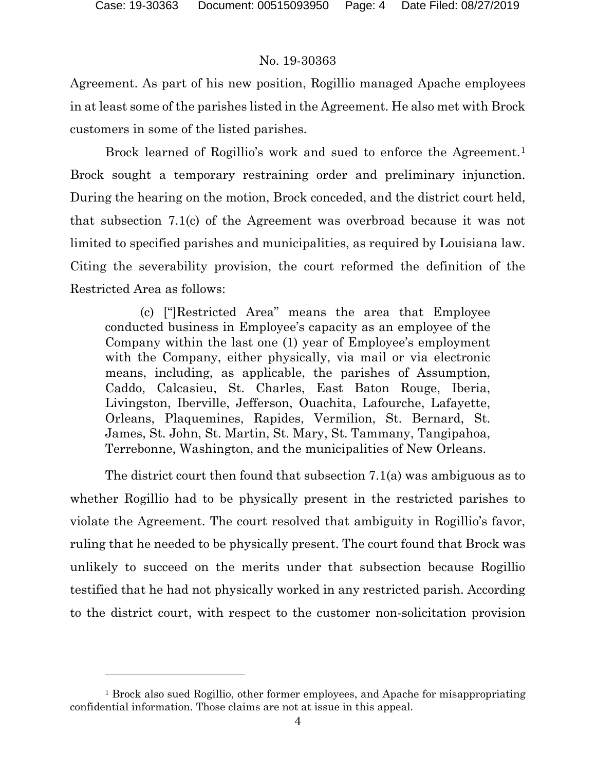Agreement. As part of his new position, Rogillio managed Apache employees in at least some of the parishes listed in the Agreement. He also met with Brock customers in some of the listed parishes.

Brock learned of Rogillio's work and sued to enforce the Agreement.[1] Brock sought a temporary restraining order and preliminary injunction. During the hearing on the motion, Brock conceded, and the district court held, that subsection 7.1(c) of the Agreement was overbroad because it was not limited to specified parishes and municipalities, as required by Louisiana law. Citing the severability provision, the court reformed the definition of the Restricted Area as follows:

> (c) ["]Restricted Area" means the area that Employee conducted business in Employee's capacity as an employee of the Company within the last one (1) year of Employee's employment with the Company, either physically, via mail or via electronic means, including, as applicable, the parishes of Assumption, Caddo, Calcasieu, St. Charles, East Baton Rouge, Iberia, Livingston, Iberville, Jefferson, Ouachita, Lafourche, Lafayette, Orleans, Plaquemines, Rapides, Vermilion, St. Bernard, St. James, St. John, St. Martin, St. Mary, St. Tammany, Tangipahoa, Terrebonne, Washington, and the municipalities of New Orleans.

The district court then found that subsection 7.1(a) was ambiguous as to whether Rogillio had to be physically present in the restricted parishes to violate the Agreement. The court resolved that ambiguity in Rogillio's favor, ruling that he needed to be physically present. The court found that Brock was unlikely to succeed on the merits under that subsection because Rogillio testified that he had not physically worked in any restricted parish. According to the district court, with respect to the customer non-solicitation provision

---

[1] Brock also sued Rogillio, other former employees, and Apache for misappropriating confidential information. Those claims are not at issue in this appeal.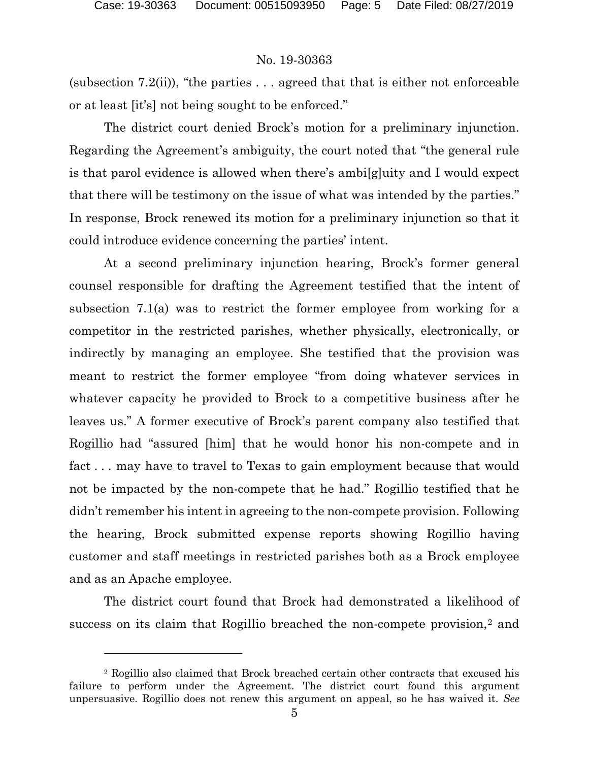(subsection 7.2(ii)), "the parties . . . agreed that that is either not enforceable or at least [it's] not being sought to be enforced."

The district court denied Brock's motion for a preliminary injunction. Regarding the Agreement's ambiguity, the court noted that "the general rule is that parol evidence is allowed when there's ambi[g]uity and I would expect that there will be testimony on the issue of what was intended by the parties." In response, Brock renewed its motion for a preliminary injunction so that it could introduce evidence concerning the parties' intent.

At a second preliminary injunction hearing, Brock's former general counsel responsible for drafting the Agreement testified that the intent of subsection 7.1(a) was to restrict the former employee from working for a competitor in the restricted parishes, whether physically, electronically, or indirectly by managing an employee. She testified that the provision was meant to restrict the former employee "from doing whatever services in whatever capacity he provided to Brock to a competitive business after he leaves us." A former executive of Brock's parent company also testified that Rogillio had "assured [him] that he would honor his non-compete and in fact . . . may have to travel to Texas to gain employment because that would not be impacted by the non-compete that he had." Rogillio testified that he didn't remember his intent in agreeing to the non-compete provision. Following the hearing, Brock submitted expense reports showing Rogillio having customer and staff meetings in restricted parishes both as a Brock employee and as an Apache employee.

The district court found that Brock had demonstrated a likelihood of success on its claim that Rogillio breached the non-compete provision,[2] and

---

[2] Rogillio also claimed that Brock breached certain other contracts that excused his failure to perform under the Agreement. The district court found this argument unpersuasive. Rogillio does not renew this argument on appeal, so he has waived it. *See*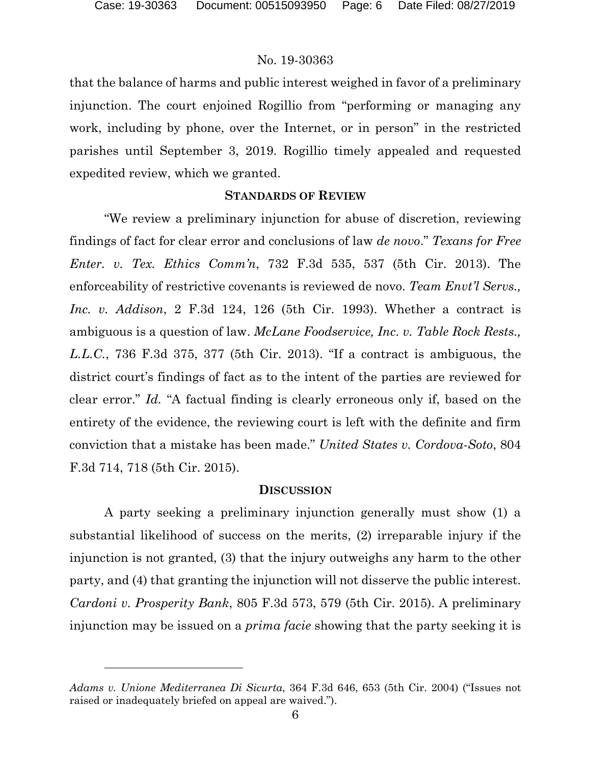that the balance of harms and public interest weighed in favor of a preliminary injunction. The court enjoined Rogillio from "performing or managing any work, including by phone, over the Internet, or in person" in the restricted parishes until September 3, 2019. Rogillio timely appealed and requested expedited review, which we granted.

## STANDARDS OF REVIEW

"We review a preliminary injunction for abuse of discretion, reviewing findings of fact for clear error and conclusions of law *de novo*." *Texans for Free Enter. v. Tex. Ethics Comm'n*, 732 F.3d 535, 537 (5th Cir. 2013). The enforceability of restrictive covenants is reviewed de novo. *Team Envt'l Servs., Inc. v. Addison*, 2 F.3d 124, 126 (5th Cir. 1993). Whether a contract is ambiguous is a question of law. *McLane Foodservice, Inc. v. Table Rock Rests., L.L.C.*, 736 F.3d 375, 377 (5th Cir. 2013). "If a contract is ambiguous, the district court's findings of fact as to the intent of the parties are reviewed for clear error." *Id.* "A factual finding is clearly erroneous only if, based on the entirety of the evidence, the reviewing court is left with the definite and firm conviction that a mistake has been made." *United States v. Cordova-Soto*, 804 F.3d 714, 718 (5th Cir. 2015).

## DISCUSSION

A party seeking a preliminary injunction generally must show (1) a substantial likelihood of success on the merits, (2) irreparable injury if the injunction is not granted, (3) that the injury outweighs any harm to the other party, and (4) that granting the injunction will not disserve the public interest. *Cardoni v. Prosperity Bank*, 805 F.3d 573, 579 (5th Cir. 2015). A preliminary injunction may be issued on a *prima facie* showing that the party seeking it is

---

*Adams v. Unione Mediterranea Di Sicurta*, 364 F.3d 646, 653 (5th Cir. 2004) ("Issues not raised or inadequately briefed on appeal are waived.").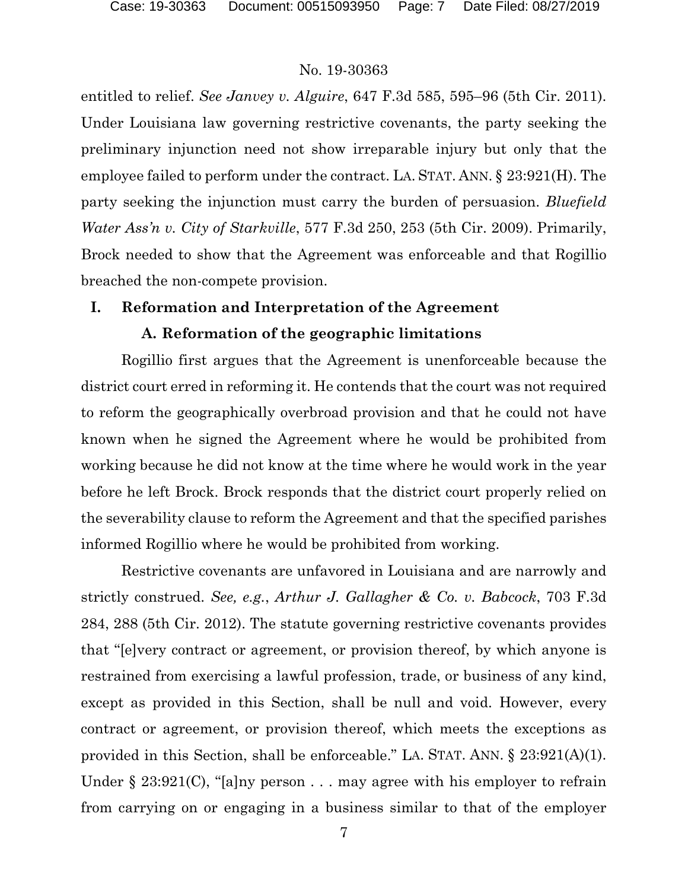entitled to relief. *See Janvey v. Alguire*, 647 F.3d 585, 595–96 (5th Cir. 2011). Under Louisiana law governing restrictive covenants, the party seeking the preliminary injunction need not show irreparable injury but only that the employee failed to perform under the contract. LA. STAT. ANN. § 23:921(H). The party seeking the injunction must carry the burden of persuasion. *Bluefield Water Ass'n v. City of Starkville*, 577 F.3d 250, 253 (5th Cir. 2009). Primarily, Brock needed to show that the Agreement was enforceable and that Rogillio breached the non-compete provision.

## I. Reformation and Interpretation of the Agreement

### A. Reformation of the geographic limitations

Rogillio first argues that the Agreement is unenforceable because the district court erred in reforming it. He contends that the court was not required to reform the geographically overbroad provision and that he could not have known when he signed the Agreement where he would be prohibited from working because he did not know at the time where he would work in the year before he left Brock. Brock responds that the district court properly relied on the severability clause to reform the Agreement and that the specified parishes informed Rogillio where he would be prohibited from working.

Restrictive covenants are unfavored in Louisiana and are narrowly and strictly construed. *See, e.g.*, *Arthur J. Gallagher & Co. v. Babcock*, 703 F.3d 284, 288 (5th Cir. 2012). The statute governing restrictive covenants provides that "[e]very contract or agreement, or provision thereof, by which anyone is restrained from exercising a lawful profession, trade, or business of any kind, except as provided in this Section, shall be null and void. However, every contract or agreement, or provision thereof, which meets the exceptions as provided in this Section, shall be enforceable." LA. STAT. ANN. § 23:921(A)(1). Under § 23:921(C), "[a]ny person . . . may agree with his employer to refrain from carrying on or engaging in a business similar to that of the employer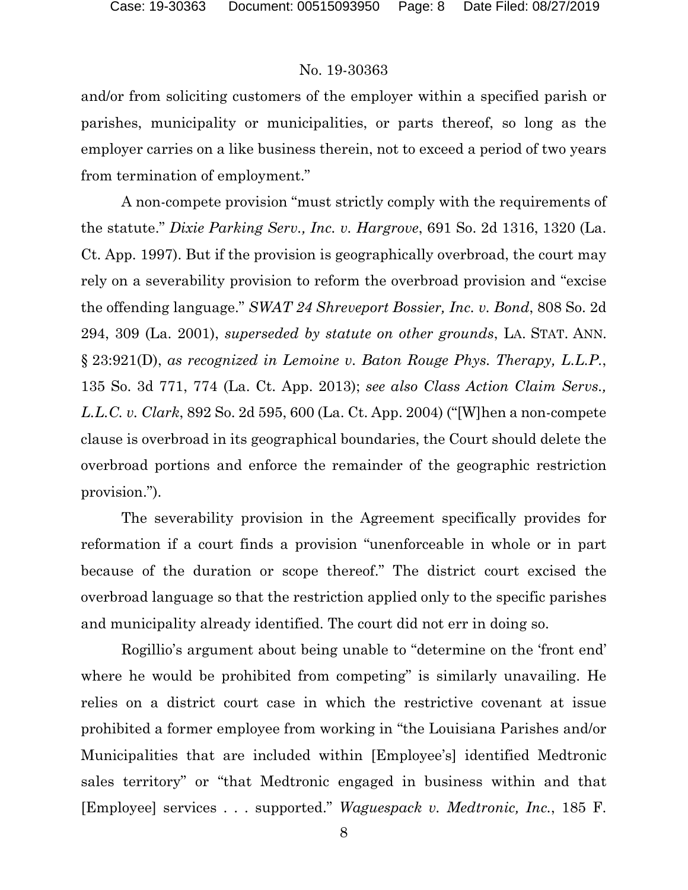and/or from soliciting customers of the employer within a specified parish or parishes, municipality or municipalities, or parts thereof, so long as the employer carries on a like business therein, not to exceed a period of two years from termination of employment."

A non-compete provision "must strictly comply with the requirements of the statute." *Dixie Parking Serv., Inc. v. Hargrove*, 691 So. 2d 1316, 1320 (La. Ct. App. 1997). But if the provision is geographically overbroad, the court may rely on a severability provision to reform the overbroad provision and "excise the offending language." *SWAT 24 Shreveport Bossier, Inc. v. Bond*, 808 So. 2d 294, 309 (La. 2001), *superseded by statute on other grounds*, LA. STAT. ANN. § 23:921(D), *as recognized in Lemoine v. Baton Rouge Phys. Therapy, L.L.P.*, 135 So. 3d 771, 774 (La. Ct. App. 2013); *see also Class Action Claim Servs., L.L.C. v. Clark*, 892 So. 2d 595, 600 (La. Ct. App. 2004) ("[W]hen a non-compete clause is overbroad in its geographical boundaries, the Court should delete the overbroad portions and enforce the remainder of the geographic restriction provision.").

The severability provision in the Agreement specifically provides for reformation if a court finds a provision "unenforceable in whole or in part because of the duration or scope thereof." The district court excised the overbroad language so that the restriction applied only to the specific parishes and municipality already identified. The court did not err in doing so.

Rogillio's argument about being unable to "determine on the 'front end' where he would be prohibited from competing" is similarly unavailing. He relies on a district court case in which the restrictive covenant at issue prohibited a former employee from working in "the Louisiana Parishes and/or Municipalities that are included within [Employee's] identified Medtronic sales territory" or "that Medtronic engaged in business within and that [Employee] services . . . supported." *Waguespack v. Medtronic, Inc.*, 185 F.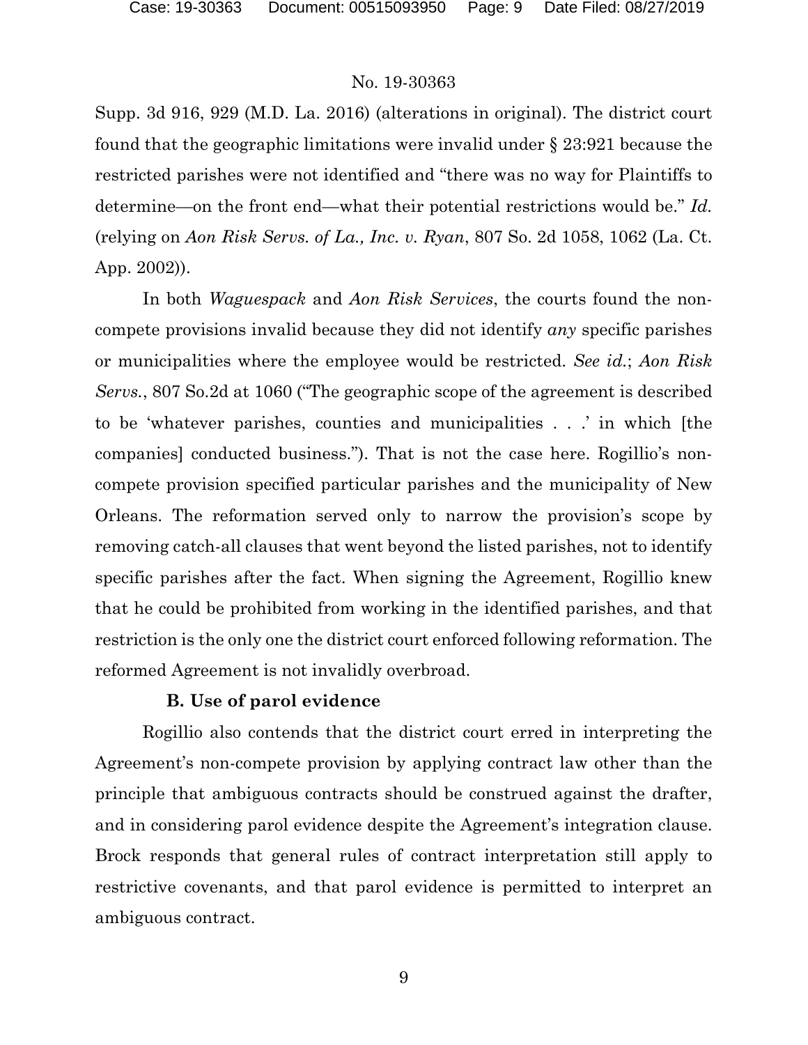Supp. 3d 916, 929 (M.D. La. 2016) (alterations in original). The district court found that the geographic limitations were invalid under § 23:921 because the restricted parishes were not identified and "there was no way for Plaintiffs to determine—on the front end—what their potential restrictions would be." *Id.* (relying on *Aon Risk Servs. of La., Inc. v. Ryan*, 807 So. 2d 1058, 1062 (La. Ct. App. 2002)).

In both *Waguespack* and *Aon Risk Services*, the courts found the non-compete provisions invalid because they did not identify *any* specific parishes or municipalities where the employee would be restricted. *See id.*; *Aon Risk Servs.*, 807 So.2d at 1060 ("The geographic scope of the agreement is described to be 'whatever parishes, counties and municipalities . . .' in which [the companies] conducted business."). That is not the case here. Rogillio's non-compete provision specified particular parishes and the municipality of New Orleans. The reformation served only to narrow the provision's scope by removing catch-all clauses that went beyond the listed parishes, not to identify specific parishes after the fact. When signing the Agreement, Rogillio knew that he could be prohibited from working in the identified parishes, and that restriction is the only one the district court enforced following reformation. The reformed Agreement is not invalidly overbroad.

### B. Use of parol evidence

Rogillio also contends that the district court erred in interpreting the Agreement's non-compete provision by applying contract law other than the principle that ambiguous contracts should be construed against the drafter, and in considering parol evidence despite the Agreement's integration clause. Brock responds that general rules of contract interpretation still apply to restrictive covenants, and that parol evidence is permitted to interpret an ambiguous contract.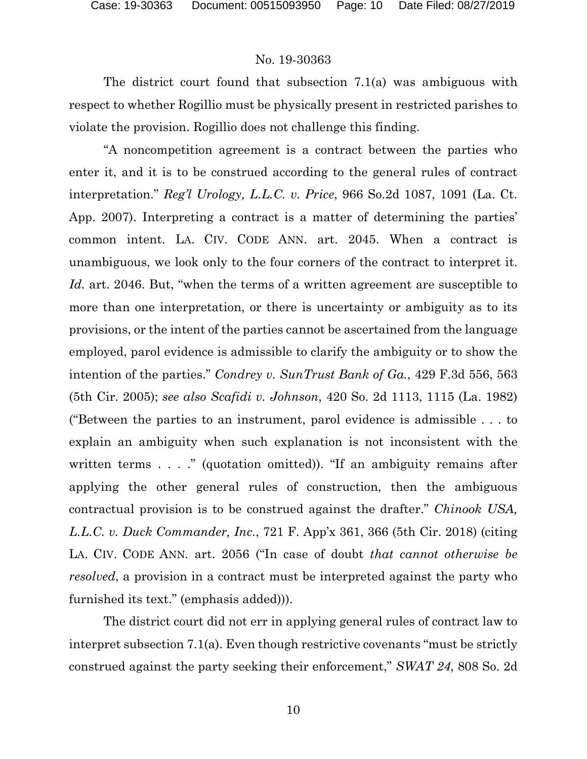The district court found that subsection 7.1(a) was ambiguous with respect to whether Rogillio must be physically present in restricted parishes to violate the provision. Rogillio does not challenge this finding.

"A noncompetition agreement is a contract between the parties who enter it, and it is to be construed according to the general rules of contract interpretation." *Reg'l Urology, L.L.C. v. Price*, 966 So.2d 1087, 1091 (La. Ct. App. 2007). Interpreting a contract is a matter of determining the parties' common intent. LA. CIV. CODE ANN. art. 2045. When a contract is unambiguous, we look only to the four corners of the contract to interpret it. *Id.* art. 2046. But, "when the terms of a written agreement are susceptible to more than one interpretation, or there is uncertainty or ambiguity as to its provisions, or the intent of the parties cannot be ascertained from the language employed, parol evidence is admissible to clarify the ambiguity or to show the intention of the parties." *Condrey v. SunTrust Bank of Ga.*, 429 F.3d 556, 563 (5th Cir. 2005); *see also Scafidi v. Johnson*, 420 So. 2d 1113, 1115 (La. 1982) ("Between the parties to an instrument, parol evidence is admissible . . . to explain an ambiguity when such explanation is not inconsistent with the written terms . . . ." (quotation omitted)). "If an ambiguity remains after applying the other general rules of construction, then the ambiguous contractual provision is to be construed against the drafter." *Chinook USA, L.L.C. v. Duck Commander, Inc.*, 721 F. App'x 361, 366 (5th Cir. 2018) (citing LA. CIV. CODE ANN. art. 2056 ("In case of doubt *that cannot otherwise be resolved*, a provision in a contract must be interpreted against the party who furnished its text." (emphasis added))).

The district court did not err in applying general rules of contract law to interpret subsection 7.1(a). Even though restrictive covenants "must be strictly construed against the party seeking their enforcement," *SWAT 24*, 808 So. 2d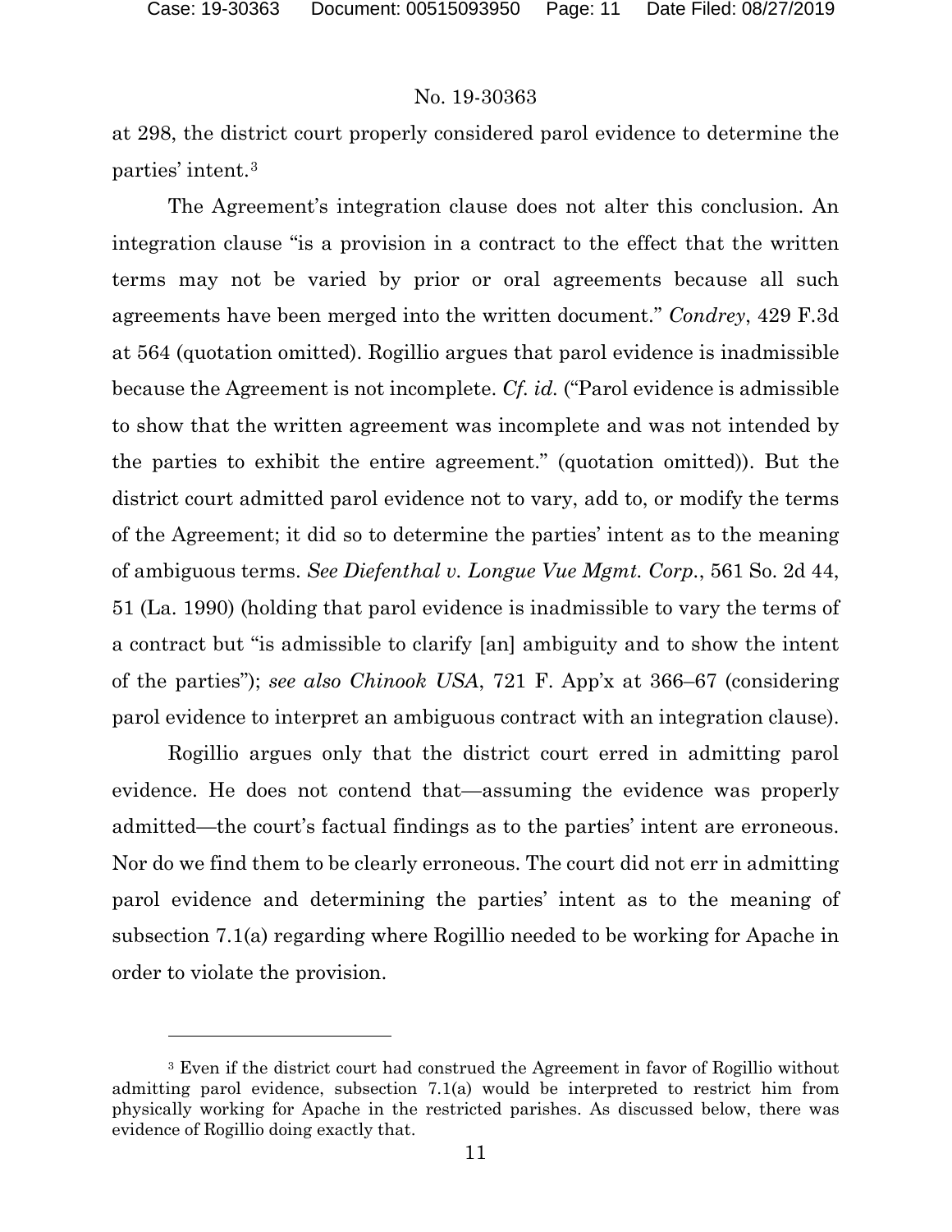at 298, the district court properly considered parol evidence to determine the parties' intent.[3]

The Agreement's integration clause does not alter this conclusion. An integration clause "is a provision in a contract to the effect that the written terms may not be varied by prior or oral agreements because all such agreements have been merged into the written document." *Condrey*, 429 F.3d at 564 (quotation omitted). Rogillio argues that parol evidence is inadmissible because the Agreement is not incomplete. *Cf. id.* ("Parol evidence is admissible to show that the written agreement was incomplete and was not intended by the parties to exhibit the entire agreement." (quotation omitted)). But the district court admitted parol evidence not to vary, add to, or modify the terms of the Agreement; it did so to determine the parties' intent as to the meaning of ambiguous terms. *See Diefenthal v. Longue Vue Mgmt. Corp.*, 561 So. 2d 44, 51 (La. 1990) (holding that parol evidence is inadmissible to vary the terms of a contract but "is admissible to clarify [an] ambiguity and to show the intent of the parties"); *see also Chinook USA*, 721 F. App'x at 366–67 (considering parol evidence to interpret an ambiguous contract with an integration clause).

Rogillio argues only that the district court erred in admitting parol evidence. He does not contend that—assuming the evidence was properly admitted—the court's factual findings as to the parties' intent are erroneous. Nor do we find them to be clearly erroneous. The court did not err in admitting parol evidence and determining the parties' intent as to the meaning of subsection 7.1(a) regarding where Rogillio needed to be working for Apache in order to violate the provision.

---

[3] Even if the district court had construed the Agreement in favor of Rogillio without admitting parol evidence, subsection 7.1(a) would be interpreted to restrict him from physically working for Apache in the restricted parishes. As discussed below, there was evidence of Rogillio doing exactly that.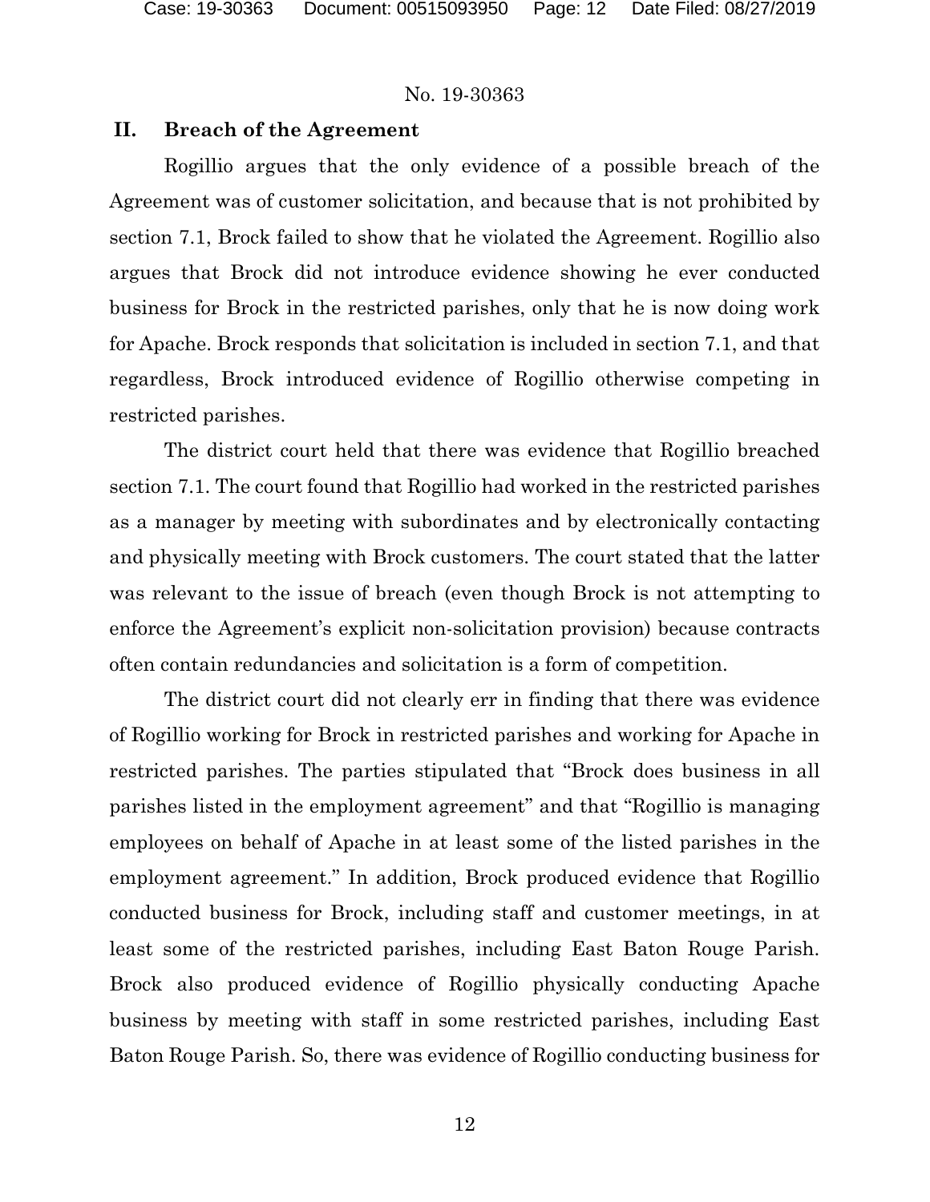No. 19-30363

## II. Breach of the Agreement

Rogillio argues that the only evidence of a possible breach of the Agreement was of customer solicitation, and because that is not prohibited by section 7.1, Brock failed to show that he violated the Agreement. Rogillio also argues that Brock did not introduce evidence showing he ever conducted business for Brock in the restricted parishes, only that he is now doing work for Apache. Brock responds that solicitation is included in section 7.1, and that regardless, Brock introduced evidence of Rogillio otherwise competing in restricted parishes.

The district court held that there was evidence that Rogillio breached section 7.1. The court found that Rogillio had worked in the restricted parishes as a manager by meeting with subordinates and by electronically contacting and physically meeting with Brock customers. The court stated that the latter was relevant to the issue of breach (even though Brock is not attempting to enforce the Agreement's explicit non-solicitation provision) because contracts often contain redundancies and solicitation is a form of competition.

The district court did not clearly err in finding that there was evidence of Rogillio working for Brock in restricted parishes and working for Apache in restricted parishes. The parties stipulated that "Brock does business in all parishes listed in the employment agreement" and that "Rogillio is managing employees on behalf of Apache in at least some of the listed parishes in the employment agreement." In addition, Brock produced evidence that Rogillio conducted business for Brock, including staff and customer meetings, in at least some of the restricted parishes, including East Baton Rouge Parish. Brock also produced evidence of Rogillio physically conducting Apache business by meeting with staff in some restricted parishes, including East Baton Rouge Parish. So, there was evidence of Rogillio conducting business for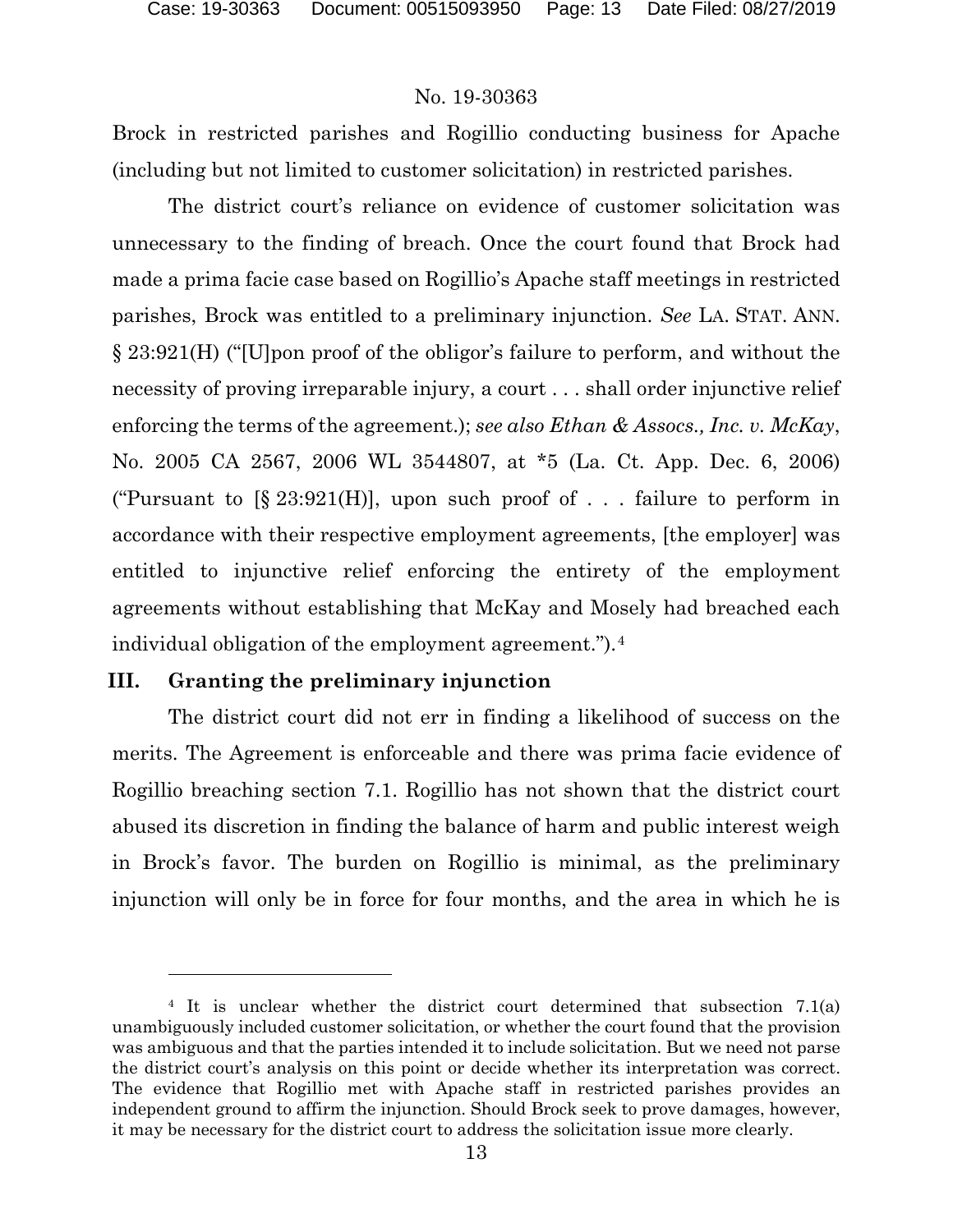Brock in restricted parishes and Rogillio conducting business for Apache (including but not limited to customer solicitation) in restricted parishes.

The district court's reliance on evidence of customer solicitation was unnecessary to the finding of breach. Once the court found that Brock had made a prima facie case based on Rogillio's Apache staff meetings in restricted parishes, Brock was entitled to a preliminary injunction. *See* LA. STAT. ANN. § 23:921(H) ("[U]pon proof of the obligor's failure to perform, and without the necessity of proving irreparable injury, a court . . . shall order injunctive relief enforcing the terms of the agreement.); *see also Ethan & Assocs., Inc. v. McKay*, No. 2005 CA 2567, 2006 WL 3544807, at *5 (La. Ct. App. Dec. 6, 2006) ("Pursuant to [§ 23:921(H)], upon such proof of . . . failure to perform in accordance with their respective employment agreements, [the employer] was entitled to injunctive relief enforcing the entirety of the employment agreements without establishing that McKay and Mosely had breached each individual obligation of the employment agreement.").[4]

## III. Granting the preliminary injunction

The district court did not err in finding a likelihood of success on the merits. The Agreement is enforceable and there was prima facie evidence of Rogillio breaching section 7.1. Rogillio has not shown that the district court abused its discretion in finding the balance of harm and public interest weigh in Brock's favor. The burden on Rogillio is minimal, as the preliminary injunction will only be in force for four months, and the area in which he is

---

[4] It is unclear whether the district court determined that subsection 7.1(a) unambiguously included customer solicitation, or whether the court found that the provision was ambiguous and that the parties intended it to include solicitation. But we need not parse the district court's analysis on this point or decide whether its interpretation was correct. The evidence that Rogillio met with Apache staff in restricted parishes provides an independent ground to affirm the injunction. Should Brock seek to prove damages, however, it may be necessary for the district court to address the solicitation issue more clearly.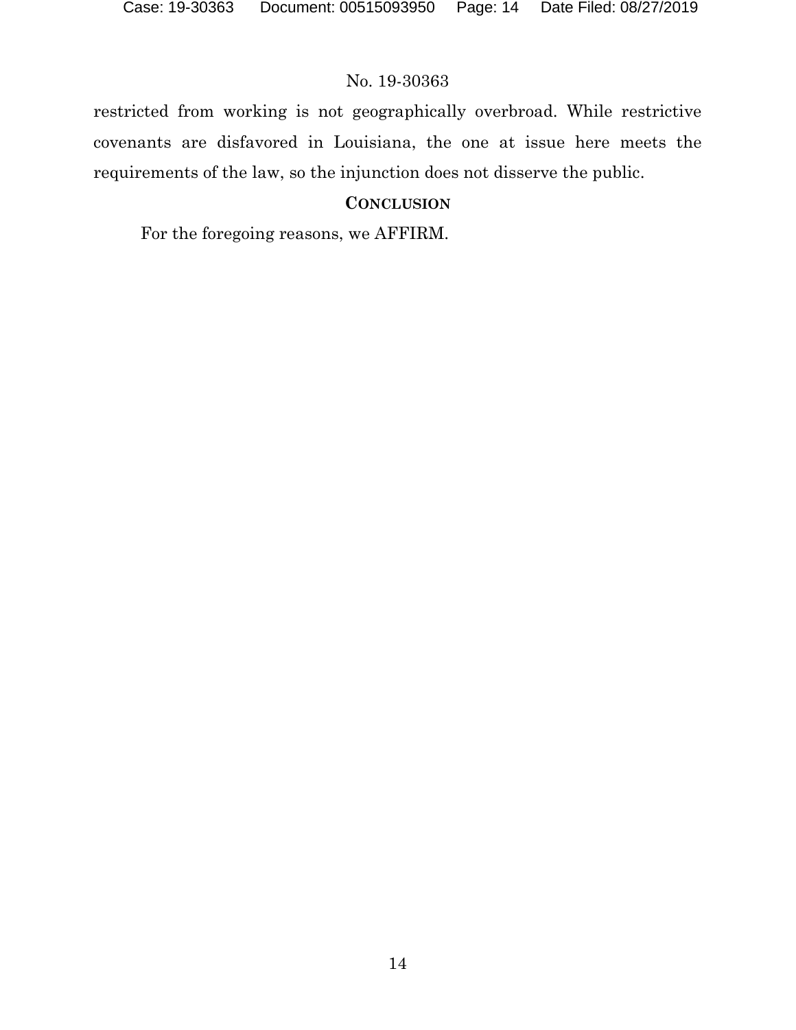restricted from working is not geographically overbroad. While restrictive covenants are disfavored in Louisiana, the one at issue here meets the requirements of the law, so the injunction does not disserve the public.

## CONCLUSION

For the foregoing reasons, we AFFIRM.